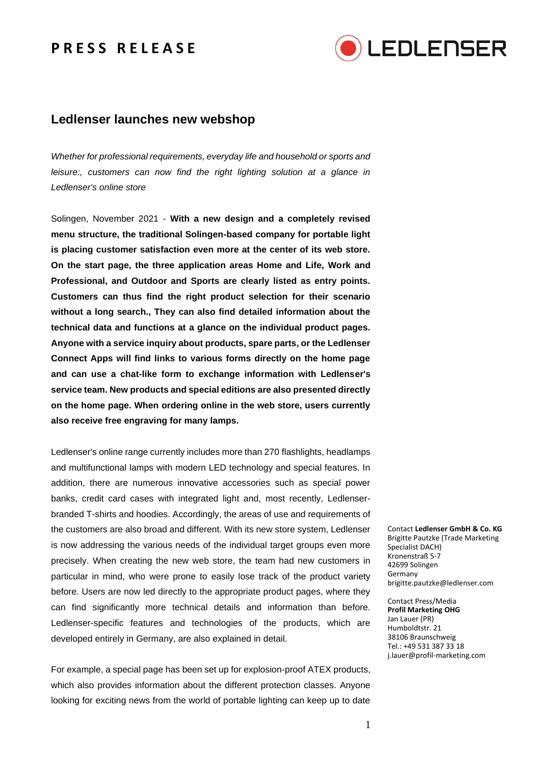# PRESS RELEASE

## Ledlenser launches new webshop

*Whether for professional requirements, everyday life and household or sports and leisure:, customers can now find the right lighting solution at a glance in Ledlenser's online store*

Solingen, November 2021 - **With a new design and a completely revised menu structure, the traditional Solingen-based company for portable light is placing customer satisfaction even more at the center of its web store. On the start page, the three application areas Home and Life, Work and Professional, and Outdoor and Sports are clearly listed as entry points. Customers can thus find the right product selection for their scenario without a long search., They can also find detailed information about the technical data and functions at a glance on the individual product pages. Anyone with a service inquiry about products, spare parts, or the Ledlenser Connect Apps will find links to various forms directly on the home page and can use a chat-like form to exchange information with Ledlenser's service team. New products and special editions are also presented directly on the home page. When ordering online in the web store, users currently also receive free engraving for many lamps.**

Ledlenser's online range currently includes more than 270 flashlights, headlamps and multifunctional lamps with modern LED technology and special features. In addition, there are numerous innovative accessories such as special power banks, credit card cases with integrated light and, most recently, Ledlenser-branded T-shirts and hoodies. Accordingly, the areas of use and requirements of the customers are also broad and different. With its new store system, Ledlenser is now addressing the various needs of the individual target groups even more precisely. When creating the new web store, the team had new customers in particular in mind, who were prone to easily lose track of the product variety before. Users are now led directly to the appropriate product pages, where they can find significantly more technical details and information than before. Ledlenser-specific features and technologies of the products, which are developed entirely in Germany, are also explained in detail.

For example, a special page has been set up for explosion-proof ATEX products, which also provides information about the different protection classes. Anyone looking for exciting news from the world of portable lighting can keep up to date

Contact **Ledlenser GmbH & Co. KG**
Brigitte Pautzke (Trade Marketing Specialist DACH)
Kronenstraß 5-7
42699 Solingen
Germany
brigitte.pautzke@ledlenser.com

Contact Press/Media
**Profil Marketing OHG**
Jan Lauer (PR)
Humboldtstr. 21
38106 Braunschweig
Tel.: +49 531 387 33 18
j.lauer@profil-marketing.com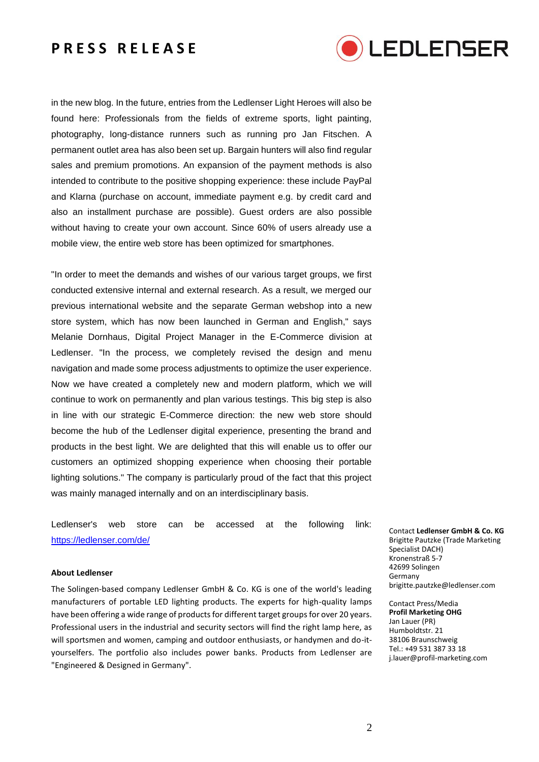in the new blog. In the future, entries from the Ledlenser Light Heroes will also be found here: Professionals from the fields of extreme sports, light painting, photography, long-distance runners such as running pro Jan Fitschen. A permanent outlet area has also been set up. Bargain hunters will also find regular sales and premium promotions. An expansion of the payment methods is also intended to contribute to the positive shopping experience: these include PayPal and Klarna (purchase on account, immediate payment e.g. by credit card and also an installment purchase are possible). Guest orders are also possible without having to create your own account. Since 60% of users already use a mobile view, the entire web store has been optimized for smartphones.

"In order to meet the demands and wishes of our various target groups, we first conducted extensive internal and external research. As a result, we merged our previous international website and the separate German webshop into a new store system, which has now been launched in German and English," says Melanie Dornhaus, Digital Project Manager in the E-Commerce division at Ledlenser. "In the process, we completely revised the design and menu navigation and made some process adjustments to optimize the user experience. Now we have created a completely new and modern platform, which we will continue to work on permanently and plan various testings. This big step is also in line with our strategic E-Commerce direction: the new web store should become the hub of the Ledlenser digital experience, presenting the brand and products in the best light. We are delighted that this will enable us to offer our customers an optimized shopping experience when choosing their portable lighting solutions." The company is particularly proud of the fact that this project was mainly managed internally and on an interdisciplinary basis.

Ledlenser's web store can be accessed at the following link: https://ledlenser.com/de/

**About Ledlenser**

The Solingen-based company Ledlenser GmbH & Co. KG is one of the world's leading manufacturers of portable LED lighting products. The experts for high-quality lamps have been offering a wide range of products for different target groups for over 20 years. Professional users in the industrial and security sectors will find the right lamp here, as will sportsmen and women, camping and outdoor enthusiasts, or handymen and do-it-yourselfers. The portfolio also includes power banks. Products from Ledlenser are "Engineered & Designed in Germany".

Contact **Ledlenser GmbH & Co. KG**
Brigitte Pautzke (Trade Marketing Specialist DACH)
Kronenstraß 5-7
42699 Solingen
Germany
brigitte.pautzke@ledlenser.com

Contact Press/Media
**Profil Marketing OHG**
Jan Lauer (PR)
Humboldtstr. 21
38106 Braunschweig
Tel.: +49 531 387 33 18
j.lauer@profil-marketing.com